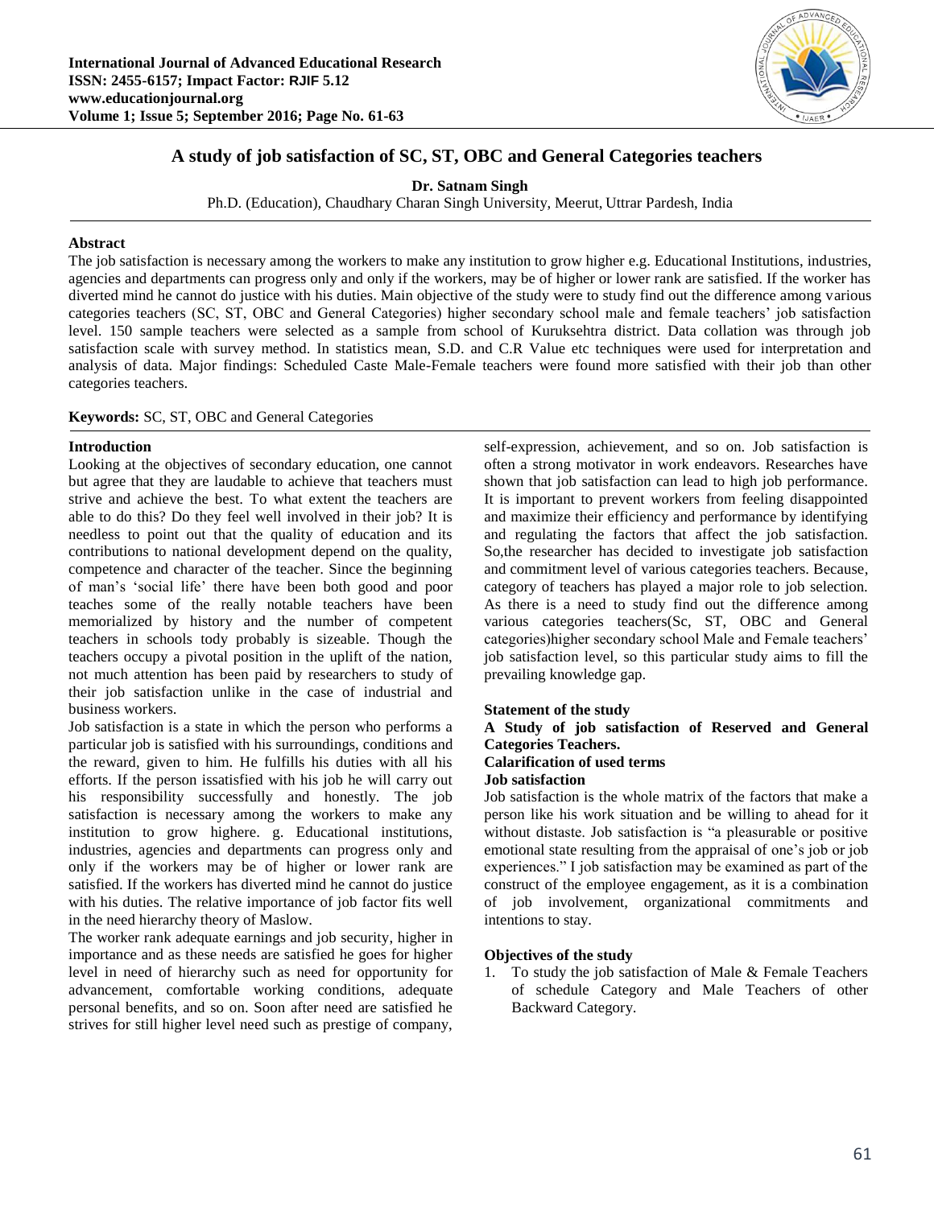# A study of job satisfaction of SC, ST, OBC and General Categories teachers

**Dr. Satnam Singh**

Ph.D. (Education), Chaudhary Charan Singh University, Meerut, Uttrar Pardesh, India

## Abstract

The job satisfaction is necessary among the workers to make any institution to grow higher e.g. Educational Institutions, industries, agencies and departments can progress only and only if the workers, may be of higher or lower rank are satisfied. If the worker has diverted mind he cannot do justice with his duties. Main objective of the study were to study find out the difference among various categories teachers (SC, ST, OBC and General Categories) higher secondary school male and female teachers' job satisfaction level. 150 sample teachers were selected as a sample from school of Kuruksehtra district. Data collation was through job satisfaction scale with survey method. In statistics mean, S.D. and C.R Value etc techniques were used for interpretation and analysis of data. Major findings: Scheduled Caste Male-Female teachers were found more satisfied with their job than other categories teachers.

**Keywords:** SC, ST, OBC and General Categories

## Introduction

Looking at the objectives of secondary education, one cannot but agree that they are laudable to achieve that teachers must strive and achieve the best. To what extent the teachers are able to do this? Do they feel well involved in their job? It is needless to point out that the quality of education and its contributions to national development depend on the quality, competence and character of the teacher. Since the beginning of man's 'social life' there have been both good and poor teaches some of the really notable teachers have been memorialized by history and the number of competent teachers in schools tody probably is sizeable. Though the teachers occupy a pivotal position in the uplift of the nation, not much attention has been paid by researchers to study of their job satisfaction unlike in the case of industrial and business workers.

Job satisfaction is a state in which the person who performs a particular job is satisfied with his surroundings, conditions and the reward, given to him. He fulfills his duties with all his efforts. If the person issatisfied with his job he will carry out his responsibility successfully and honestly. The job satisfaction is necessary among the workers to make any institution to grow highere. g. Educational institutions, industries, agencies and departments can progress only and only if the workers may be of higher or lower rank are satisfied. If the workers has diverted mind he cannot do justice with his duties. The relative importance of job factor fits well in the need hierarchy theory of Maslow.

The worker rank adequate earnings and job security, higher in importance and as these needs are satisfied he goes for higher level in need of hierarchy such as need for opportunity for advancement, comfortable working conditions, adequate personal benefits, and so on. Soon after need are satisfied he strives for still higher level need such as prestige of company, self-expression, achievement, and so on. Job satisfaction is often a strong motivator in work endeavors. Researches have shown that job satisfaction can lead to high job performance. It is important to prevent workers from feeling disappointed and maximize their efficiency and performance by identifying and regulating the factors that affect the job satisfaction. So,the researcher has decided to investigate job satisfaction and commitment level of various categories teachers. Because, category of teachers has played a major role to job selection. As there is a need to study find out the difference among various categories teachers(Sc, ST, OBC and General categories)higher secondary school Male and Female teachers' job satisfaction level, so this particular study aims to fill the prevailing knowledge gap.

## Statement of the study

**A Study of job satisfaction of Reserved and General Categories Teachers.**

## Calarification of used terms

### Job satisfaction

Job satisfaction is the whole matrix of the factors that make a person like his work situation and be willing to ahead for it without distaste. Job satisfaction is "a pleasurable or positive emotional state resulting from the appraisal of one's job or job experiences." I job satisfaction may be examined as part of the construct of the employee engagement, as it is a combination of job involvement, organizational commitments and intentions to stay.

## Objectives of the study

1. To study the job satisfaction of Male & Female Teachers of schedule Category and Male Teachers of other Backward Category.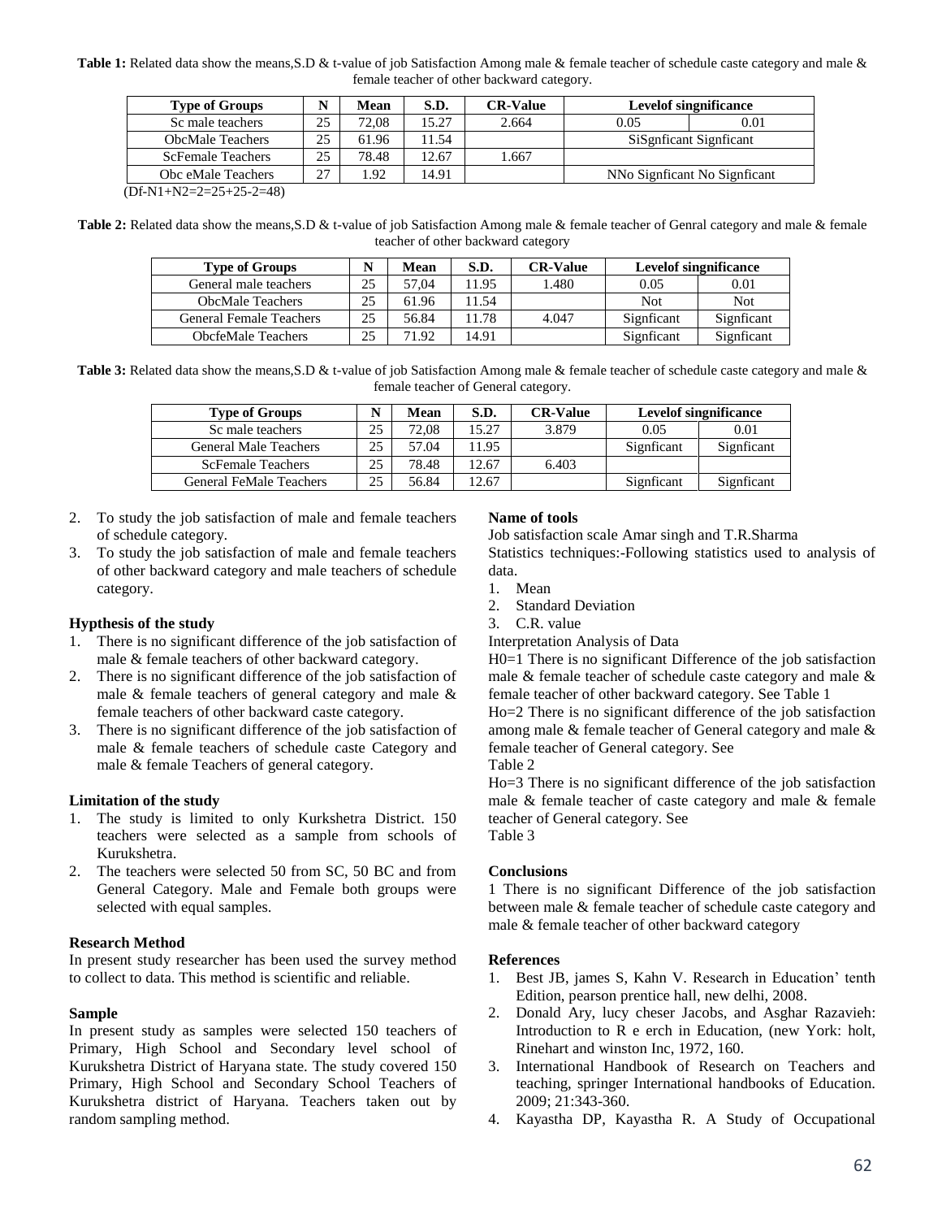**Table 1:** Related data show the means,S.D & t-value of job Satisfaction Among male & female teacher of schedule caste category and male & female teacher of other backward category.

| Type of Groups | N | Mean | S.D. | CR-Value | Levelof singnificance | |
|---|---|---|---|---|---|---|
| Sc male teachers | 25 | 72,08 | 15.27 | 2.664 | 0.05 | 0.01 |
| ObcMale Teachers | 25 | 61.96 | 11.54 | | SiSgnficant Signficant | |
| ScFemale Teachers | 25 | 78.48 | 12.67 | 1.667 | | |
| Obc eMale Teachers | 27 | 1.92 | 14.91 | | NNo Signficant No Signficant | |

(Df-N1+N2=2=25+25-2=48)

**Table 2:** Related data show the means,S.D & t-value of job Satisfaction Among male & female teacher of Genral category and male & female teacher of other backward category

| Type of Groups | N | Mean | S.D. | CR-Value | Levelof singnificance | |
|---|---|---|---|---|---|---|
| General male teachers | 25 | 57,04 | 11.95 | 1.480 | 0.05 | 0.01 |
| ObcMale Teachers | 25 | 61.96 | 11.54 | | Not | Not |
| General Female Teachers | 25 | 56.84 | 11.78 | 4.047 | Signficant | Signficant |
| ObcfeMale Teachers | 25 | 71.92 | 14.91 | | Signficant | Signficant |

**Table 3:** Related data show the means,S.D & t-value of job Satisfaction Among male & female teacher of schedule caste category and male & female teacher of General category.

| Type of Groups | N | Mean | S.D. | CR-Value | Levelof singnificance | |
|---|---|---|---|---|---|---|
| Sc male teachers | 25 | 72,08 | 15.27 | 3.879 | 0.05 | 0.01 |
| General Male Teachers | 25 | 57.04 | 11.95 | | Signficant | Signficant |
| ScFemale Teachers | 25 | 78.48 | 12.67 | 6.403 | | |
| General FeMale Teachers | 25 | 56.84 | 12.67 | | Signficant | Signficant |

2. To study the job satisfaction of male and female teachers of schedule category.
3. To study the job satisfaction of male and female teachers of other backward category and male teachers of schedule category.

**Hypthesis of the study**

1. There is no significant difference of the job satisfaction of male & female teachers of other backward category.
2. There is no significant difference of the job satisfaction of male & female teachers of general category and male & female teachers of other backward caste category.
3. There is no significant difference of the job satisfaction of male & female teachers of schedule caste Category and male & female Teachers of general category.

**Limitation of the study**

1. The study is limited to only Kurkshetra District. 150 teachers were selected as a sample from schools of Kurukshetra.
2. The teachers were selected 50 from SC, 50 BC and from General Category. Male and Female both groups were selected with equal samples.

**Research Method**

In present study researcher has been used the survey method to collect to data. This method is scientific and reliable.

**Sample**

In present study as samples were selected 150 teachers of Primary, High School and Secondary level school of Kurukshetra District of Haryana state. The study covered 150 Primary, High School and Secondary School Teachers of Kurukshetra district of Haryana. Teachers taken out by random sampling method.

**Name of tools**

Job satisfaction scale Amar singh and T.R.Sharma

Statistics techniques:-Following statistics used to analysis of data.

1. Mean
2. Standard Deviation
3. C.R. value

Interpretation Analysis of Data

H0=1 There is no significant Difference of the job satisfaction male & female teacher of schedule caste category and male & female teacher of other backward category. See Table 1

Ho=2 There is no significant difference of the job satisfaction among male & female teacher of General category and male & female teacher of General category. See

Table 2

Ho=3 There is no significant difference of the job satisfaction male & female teacher of caste category and male & female teacher of General category. See

Table 3

**Conclusions**

1 There is no significant Difference of the job satisfaction between male & female teacher of schedule caste category and male & female teacher of other backward category

**References**

1. Best JB, james S, Kahn V. Research in Education' tenth Edition, pearson prentice hall, new delhi, 2008.
2. Donald Ary, lucy cheser Jacobs, and Asghar Razavieh: Introduction to R e erch in Education, (new York: holt, Rinehart and winston Inc, 1972, 160.
3. International Handbook of Research on Teachers and teaching, springer International handbooks of Education. 2009; 21:343-360.
4. Kayastha DP, Kayastha R. A Study of Occupational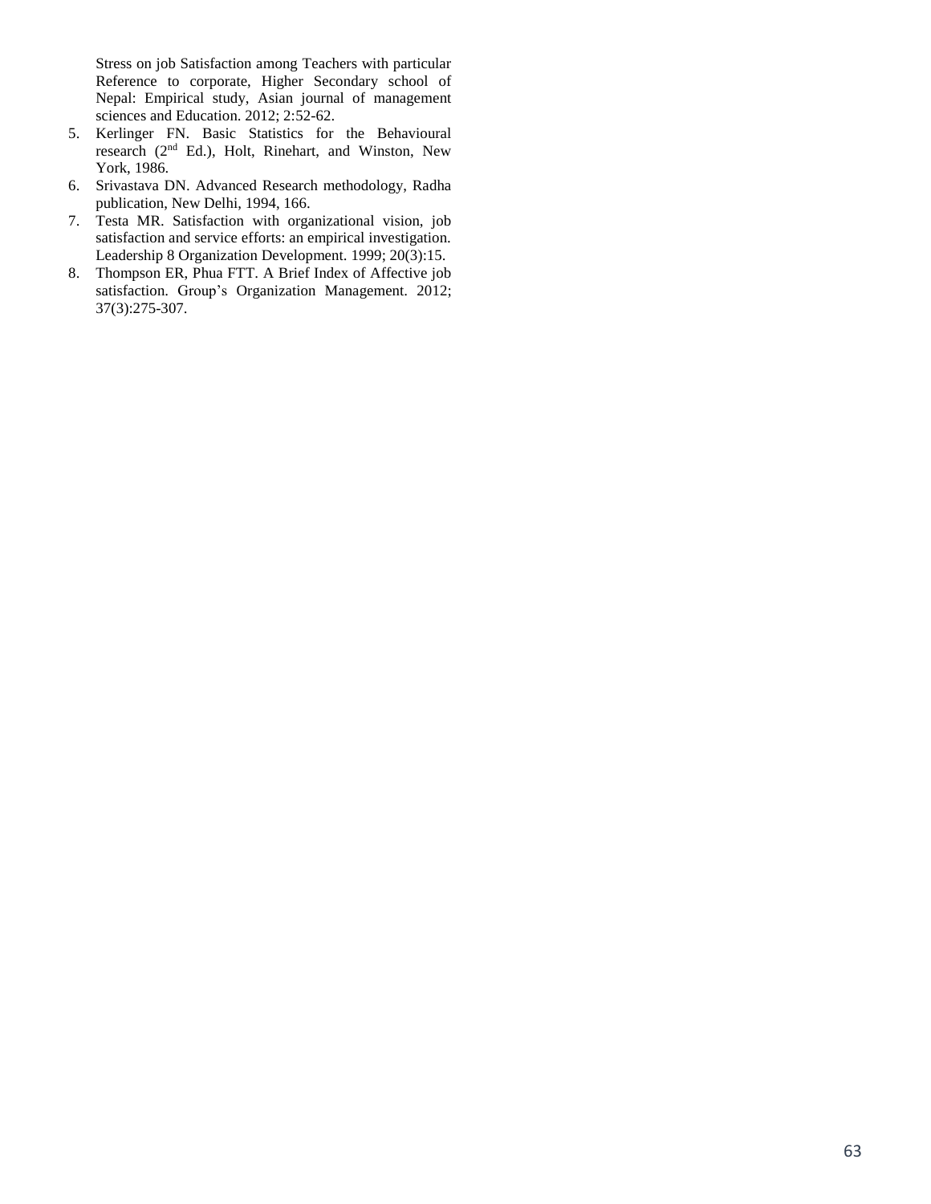Stress on job Satisfaction among Teachers with particular Reference to corporate, Higher Secondary school of Nepal: Empirical study, Asian journal of management sciences and Education. 2012; 2:52-62.

5. Kerlinger FN. Basic Statistics for the Behavioural research (2nd Ed.), Holt, Rinehart, and Winston, New York, 1986.
6. Srivastava DN. Advanced Research methodology, Radha publication, New Delhi, 1994, 166.
7. Testa MR. Satisfaction with organizational vision, job satisfaction and service efforts: an empirical investigation. Leadership 8 Organization Development. 1999; 20(3):15.
8. Thompson ER, Phua FTT. A Brief Index of Affective job satisfaction. Group's Organization Management. 2012; 37(3):275-307.